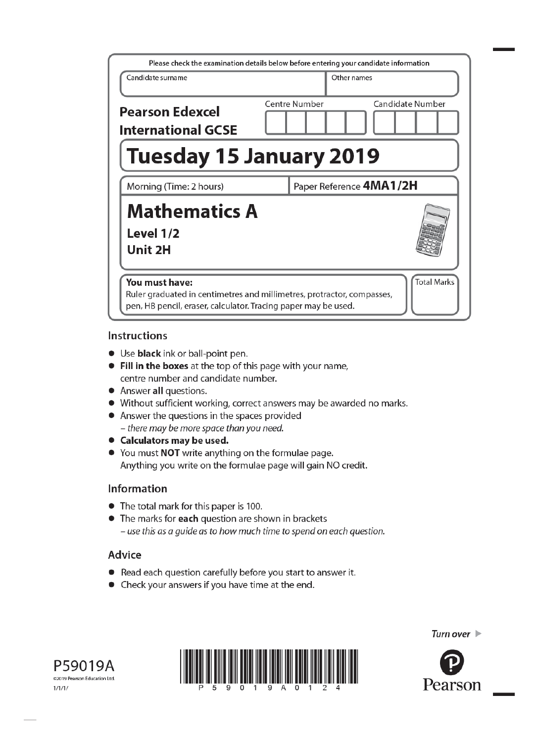Please check the examination details below before entering your candidate information

| Candidate surname | Other names |
| --- | --- |
| | |

**Pearson Edexcel International GCSE**

Centre Number | Candidate Number

# Tuesday 15 January 2019

Morning (Time: 2 hours) | Paper Reference **4MA1/2H**

# Mathematics A

**Level 1/2**

**Unit 2H**

**You must have:**
Ruler graduated in centimetres and millimetres, protractor, compasses, pen, HB pencil, eraser, calculator. Tracing paper may be used.

Total Marks

## Instructions

- Use **black** ink or ball-point pen.
- **Fill in the boxes** at the top of this page with your name, centre number and candidate number.
- Answer **all** questions.
- Without sufficient working, correct answers may be awarded no marks.
- Answer the questions in the spaces provided
  – *there may be more space than you need.*
- **Calculators may be used.**
- You must **NOT** write anything on the formulae page. Anything you write on the formulae page will gain NO credit.

## Information

- The total mark for this paper is 100.
- The marks for **each** question are shown in brackets
  – *use this as a guide as to how much time to spend on each question.*

## Advice

- Read each question carefully before you start to answer it.
- Check your answers if you have time at the end.

*Turn over* ▶

P59019A

©2019 Pearson Education Ltd.

1/1/1/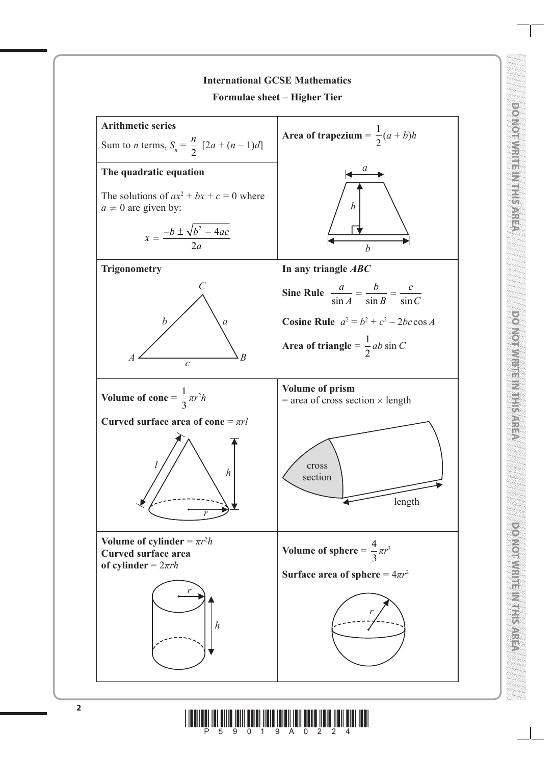## International GCSE Mathematics

### Formulae sheet – Higher Tier

**Arithmetic series**

Sum to $n$ terms, $S_n = \frac{n}{2}[2a + (n-1)d]$

**Area of trapezium** $= \frac{1}{2}(a+b)h$

**The quadratic equation**

The solutions of $ax^2 + bx + c = 0$ where $a \neq 0$ are given by:

$$x = \frac{-b \pm \sqrt{b^2 - 4ac}}{2a}$$

**Trigonometry**

**In any triangle *ABC***

**Sine Rule** $\frac{a}{\sin A} = \frac{b}{\sin B} = \frac{c}{\sin C}$

**Cosine Rule** $a^2 = b^2 + c^2 - 2bc\cos A$

**Area of triangle** $= \frac{1}{2}ab\sin C$

**Volume of cone** $= \frac{1}{3}\pi r^2 h$

**Curved surface area of cone** $= \pi rl$

**Volume of prism**
= area of cross section × length

**Volume of cylinder** $= \pi r^2 h$

**Curved surface area of cylinder** $= 2\pi rh$

**Volume of sphere** $= \frac{4}{3}\pi r^3$

**Surface area of sphere** $= 4\pi r^2$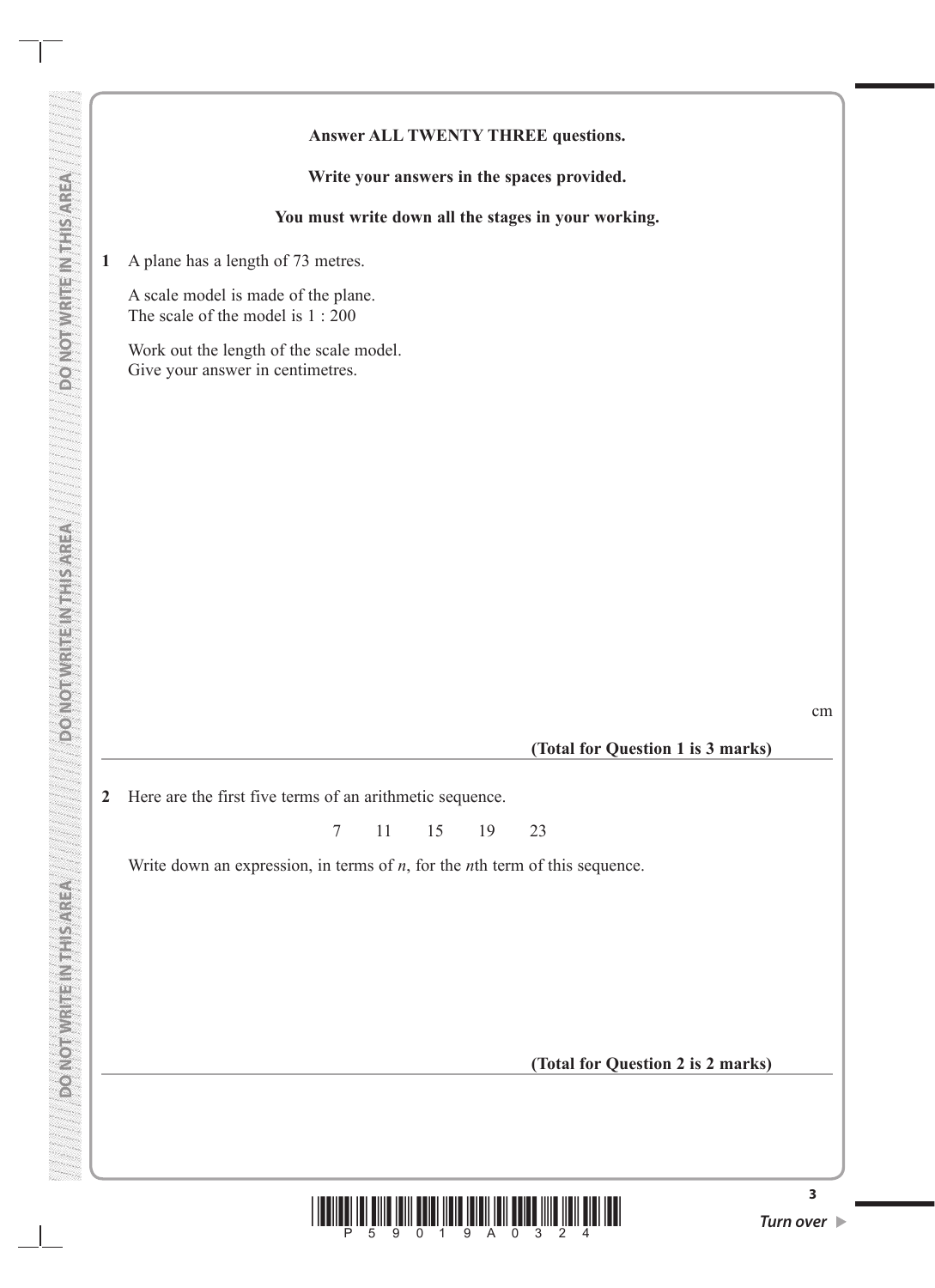**Answer ALL TWENTY THREE questions.**

**Write your answers in the spaces provided.**

**You must write down all the stages in your working.**

**1** A plane has a length of 73 metres.

A scale model is made of the plane.
The scale of the model is 1 : 200

Work out the length of the scale model.
Give your answer in centimetres.

cm

**(Total for Question 1 is 3 marks)**

---

**2** Here are the first five terms of an arithmetic sequence.

7  11  15  19  23

Write down an expression, in terms of $n$, for the $n$th term of this sequence.

**(Total for Question 2 is 2 marks)**

---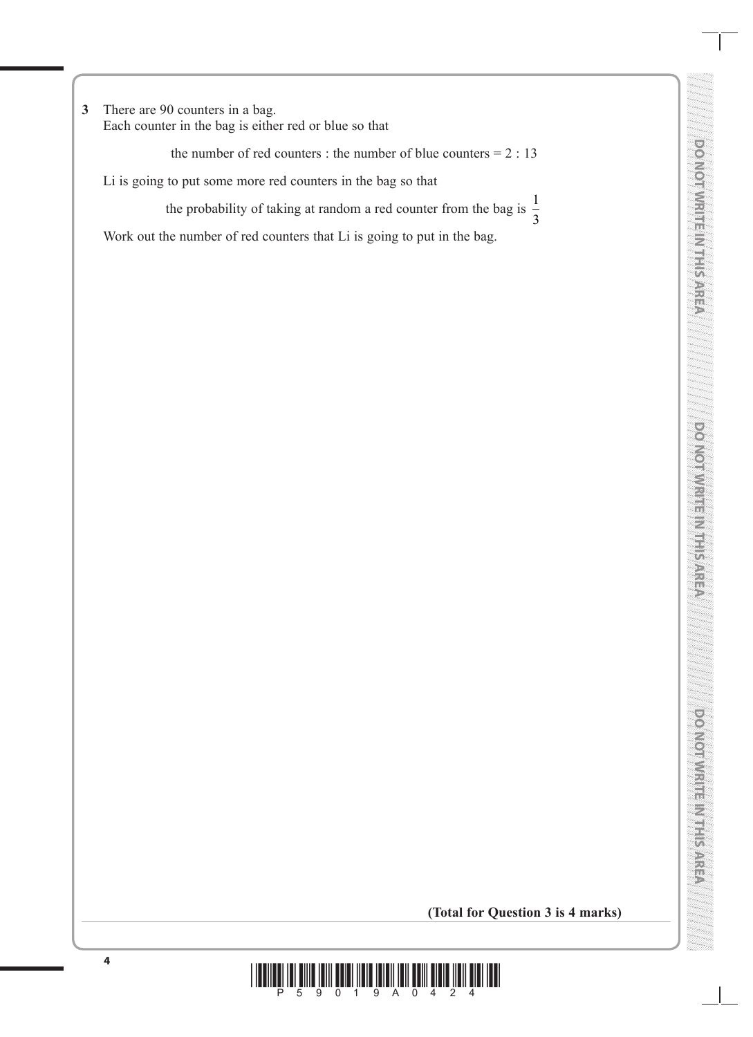**3** There are 90 counters in a bag.
Each counter in the bag is either red or blue so that

the number of red counters : the number of blue counters = 2 : 13

Li is going to put some more red counters in the bag so that

the probability of taking at random a red counter from the bag is $\frac{1}{3}$

Work out the number of red counters that Li is going to put in the bag.

**(Total for Question 3 is 4 marks)**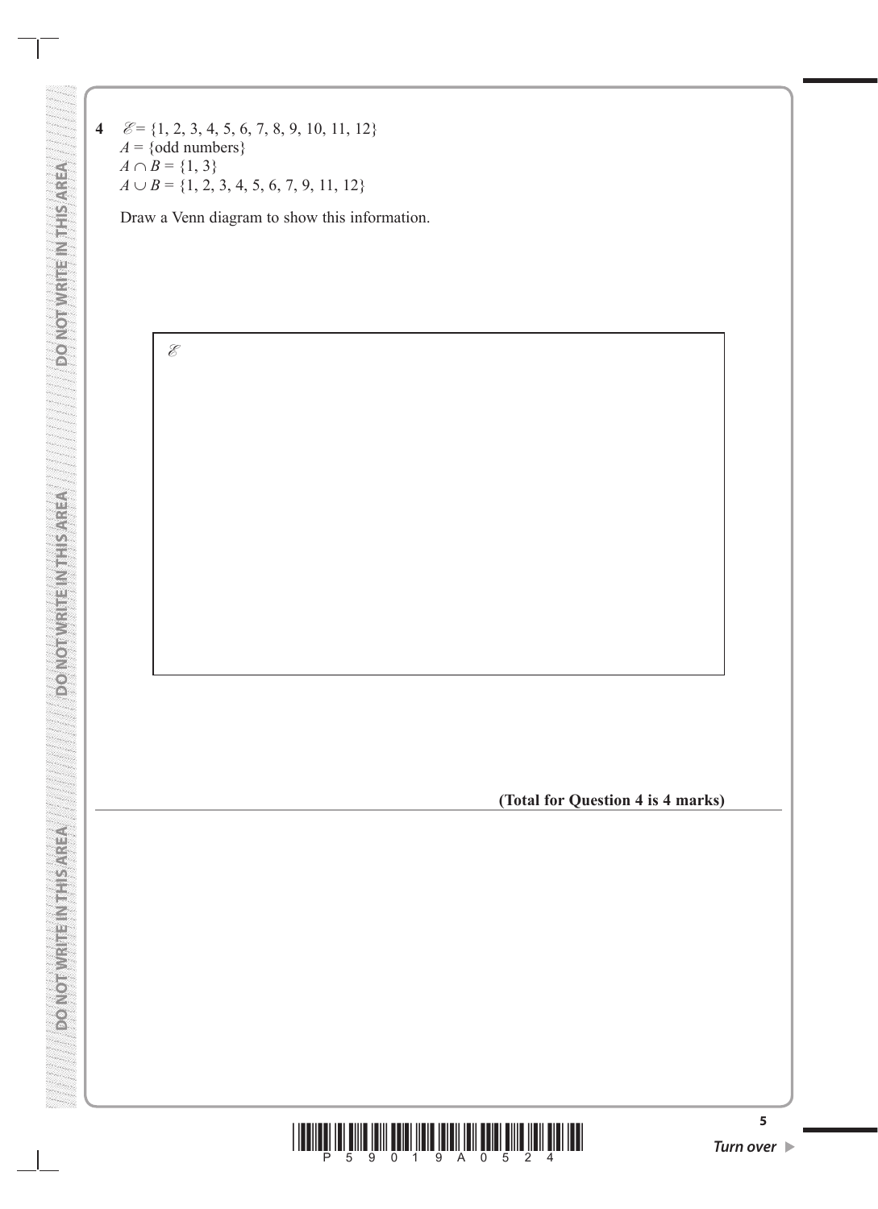**4** $\mathscr{E} = \{1, 2, 3, 4, 5, 6, 7, 8, 9, 10, 11, 12\}$

$A = \{\text{odd numbers}\}$

$A \cap B = \{1, 3\}$

$A \cup B = \{1, 2, 3, 4, 5, 6, 7, 9, 11, 12\}$

Draw a Venn diagram to show this information.

$\mathscr{E}$

**(Total for Question 4 is 4 marks)**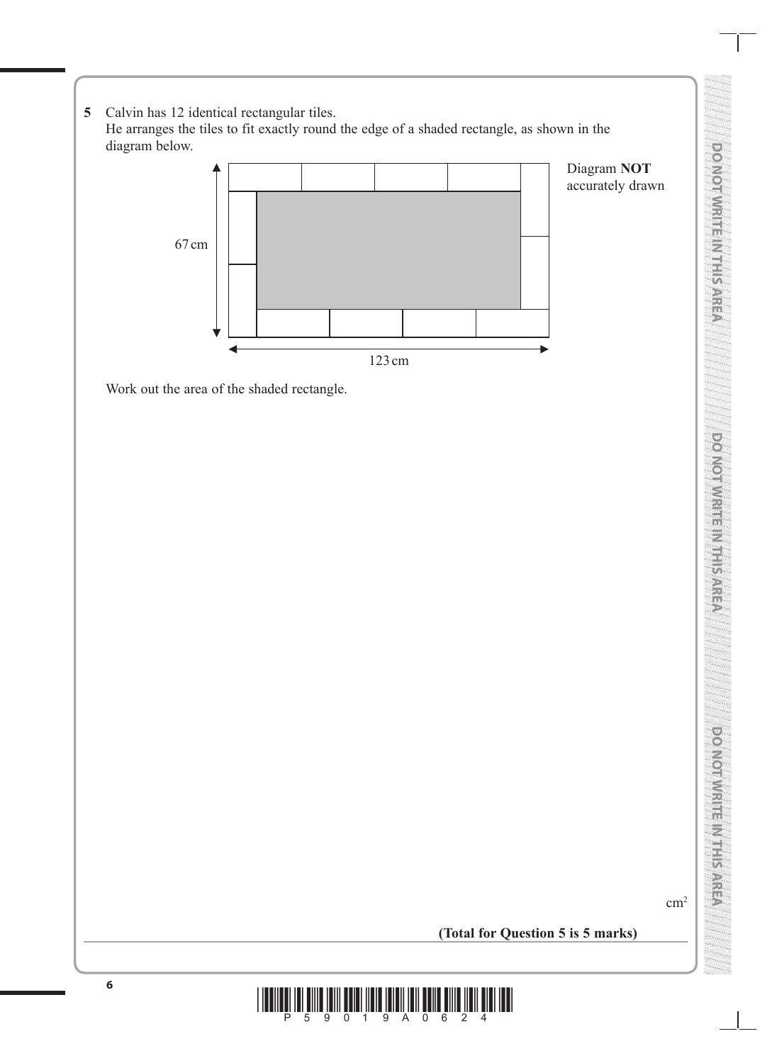**5** Calvin has 12 identical rectangular tiles.
He arranges the tiles to fit exactly round the edge of a shaded rectangle, as shown in the diagram below.

67 cm

123 cm

Diagram **NOT** accurately drawn

Work out the area of the shaded rectangle.

.......................................................... $cm^2$

**(Total for Question 5 is 5 marks)**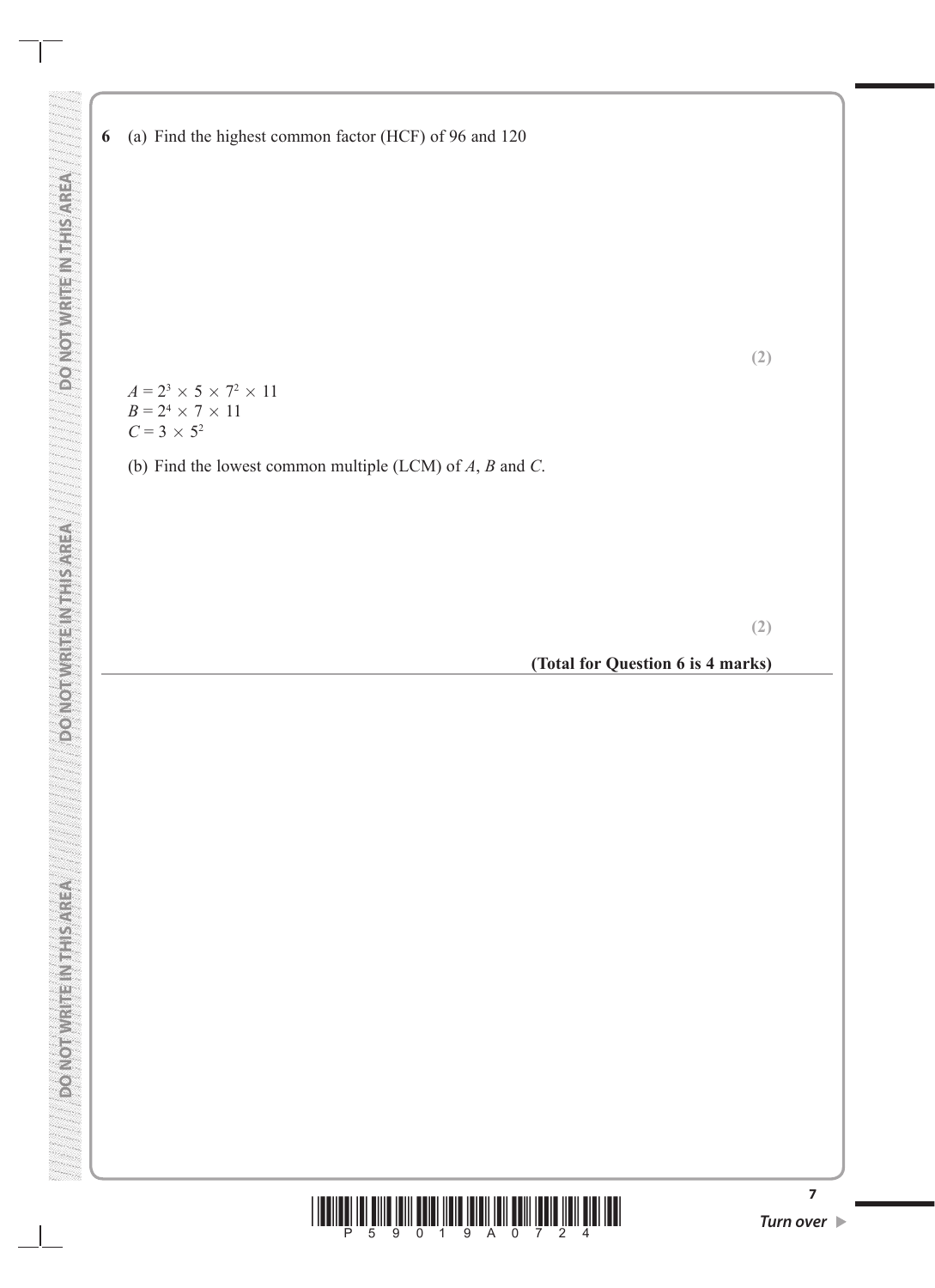**6** (a) Find the highest common factor (HCF) of 96 and 120

**(2)**

$A = 2^3 \times 5 \times 7^2 \times 11$
$B = 2^4 \times 7 \times 11$
$C = 3 \times 5^2$

(b) Find the lowest common multiple (LCM) of $A$, $B$ and $C$.

**(2)**

**(Total for Question 6 is 4 marks)**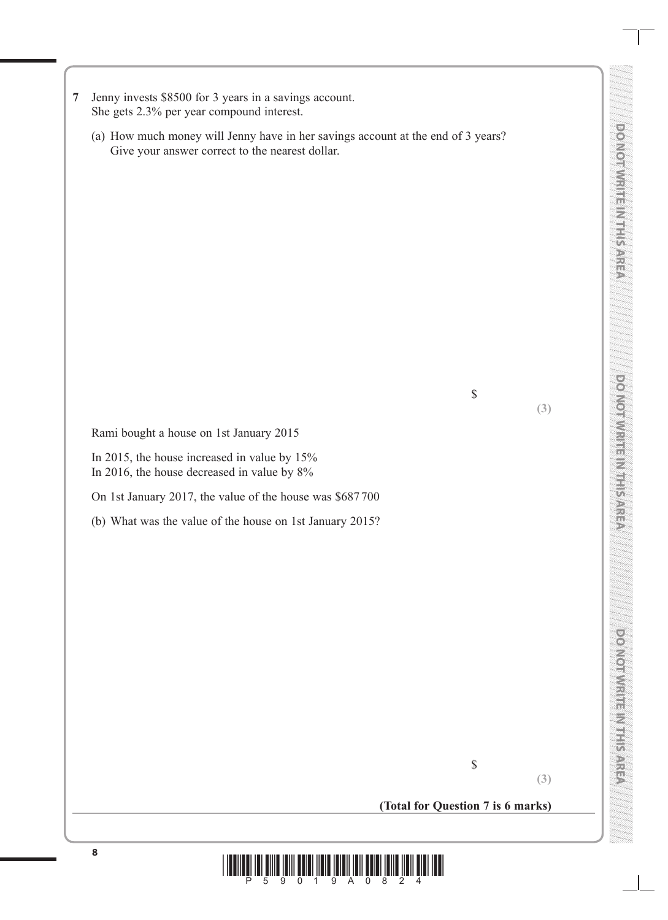**7** Jenny invests \$8500 for 3 years in a savings account.
She gets 2.3% per year compound interest.

(a) How much money will Jenny have in her savings account at the end of 3 years?
Give your answer correct to the nearest dollar.

\$ ..............................................................
**(3)**

Rami bought a house on 1st January 2015

In 2015, the house increased in value by 15%
In 2016, the house decreased in value by 8%

On 1st January 2017, the value of the house was \$687 700

(b) What was the value of the house on 1st January 2015?

\$ ..............................................................
**(3)**

**(Total for Question 7 is 6 marks)**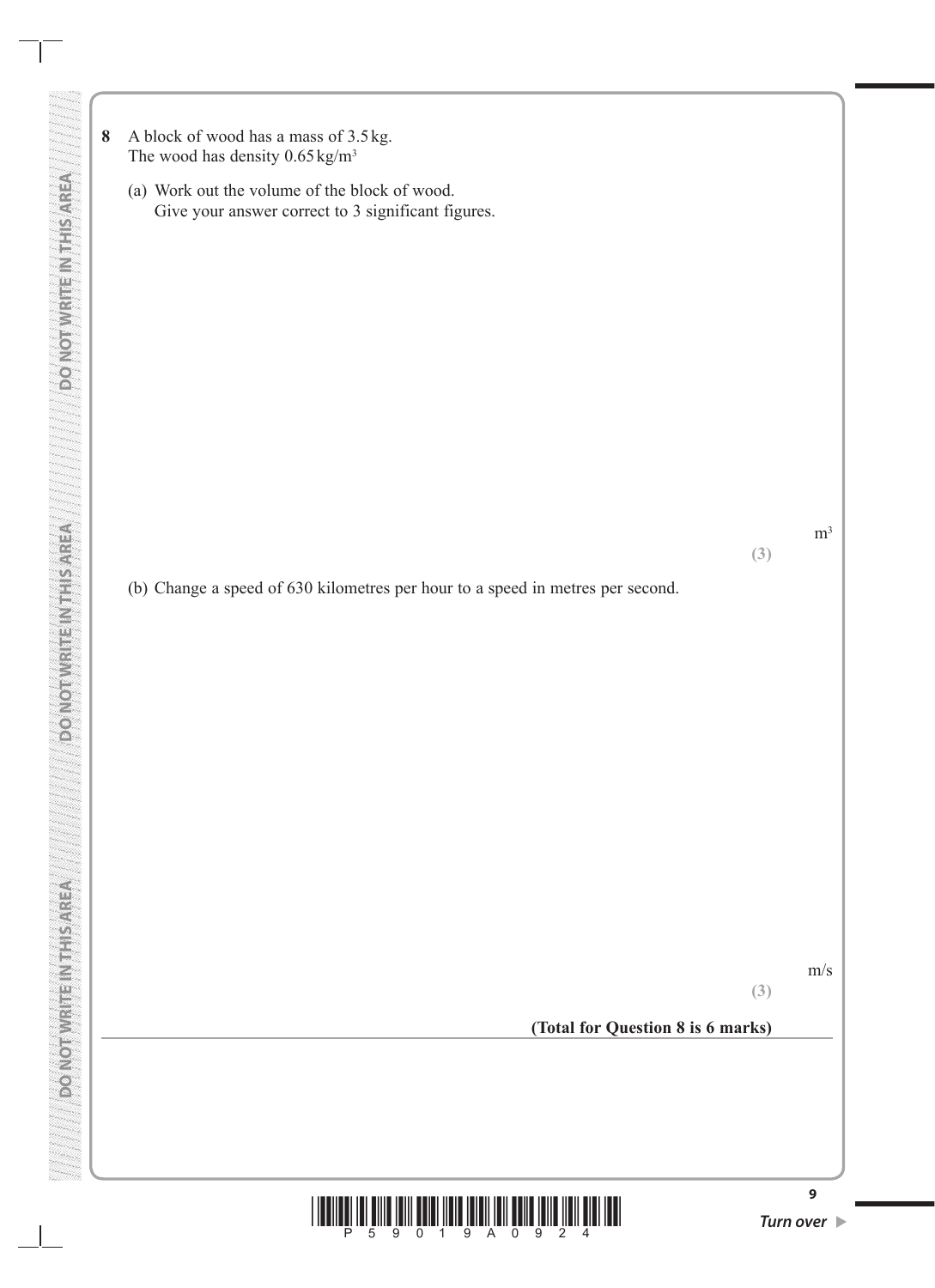**8** A block of wood has a mass of 3.5 kg.
The wood has density 0.65 kg/m$^3$

(a) Work out the volume of the block of wood.
Give your answer correct to 3 significant figures.

m$^3$

**(3)**

(b) Change a speed of 630 kilometres per hour to a speed in metres per second.

m/s

**(3)**

**(Total for Question 8 is 6 marks)**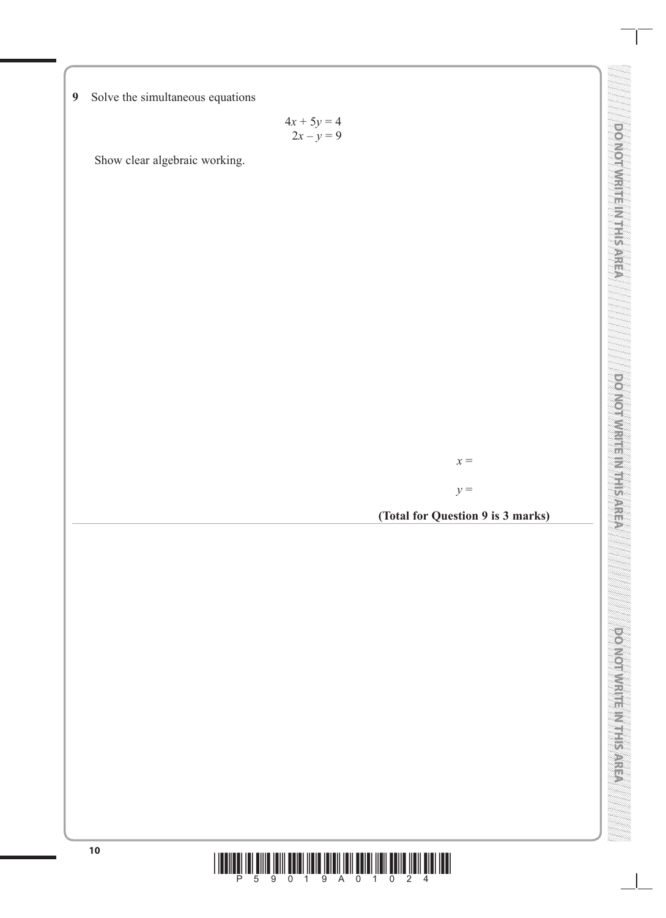**9** Solve the simultaneous equations

$$4x + 5y = 4$$
$$2x - y = 9$$

Show clear algebraic working.

$x =$

$y =$

**(Total for Question 9 is 3 marks)**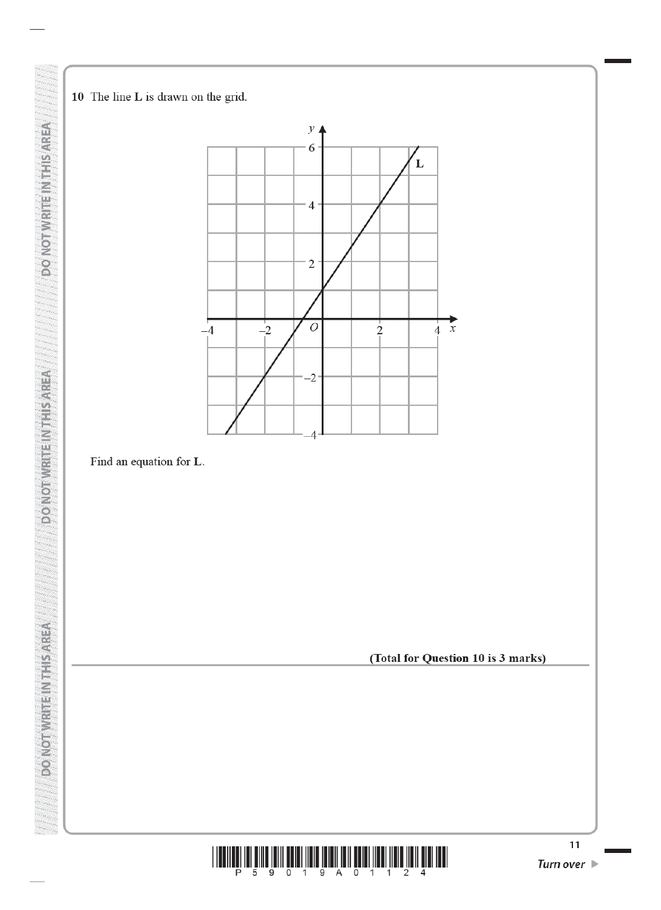**10** The line **L** is drawn on the grid.

Find an equation for **L**.

**(Total for Question 10 is 3 marks)**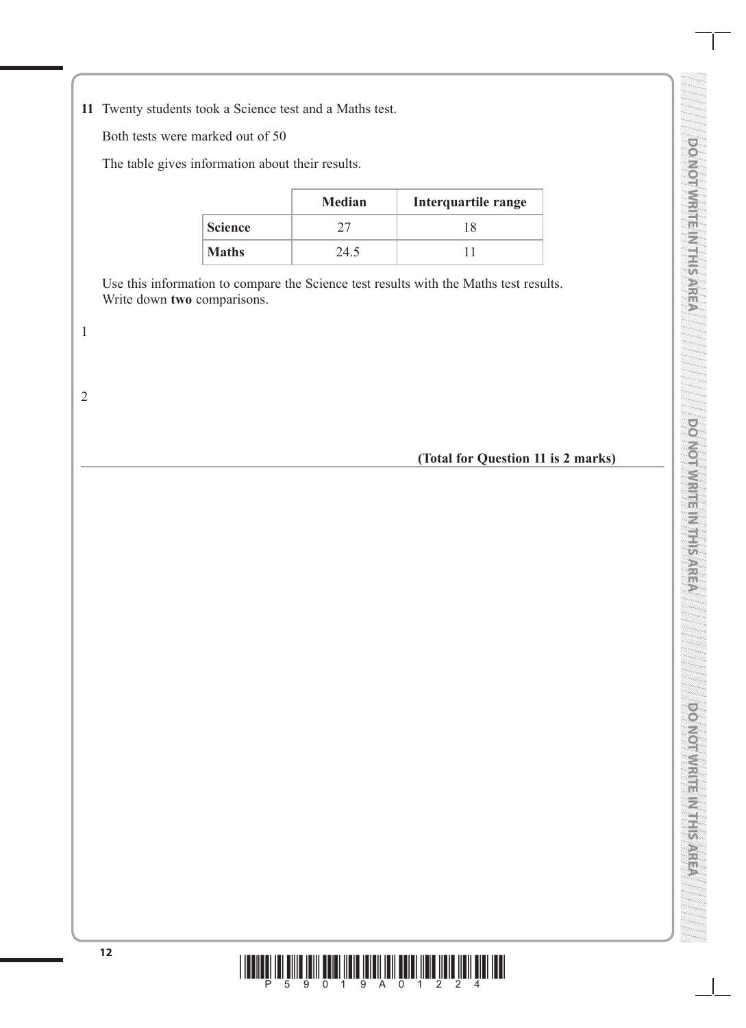**11** Twenty students took a Science test and a Maths test.

Both tests were marked out of 50

The table gives information about their results.

| | **Median** | **Interquartile range** |
|---|---|---|
| **Science** | 27 | 18 |
| **Maths** | 24.5 | 11 |

Use this information to compare the Science test results with the Maths test results.
Write down **two** comparisons.

1

2

**(Total for Question 11 is 2 marks)**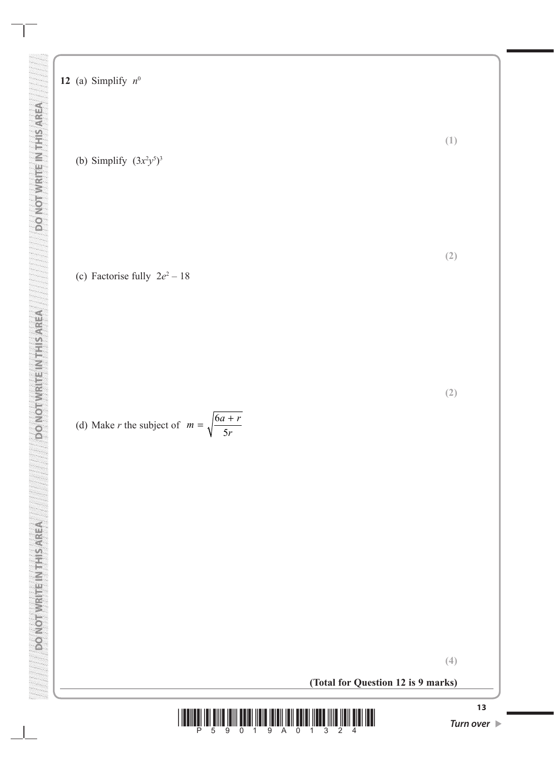**12** (a) Simplify $n^0$

**(1)**

(b) Simplify $(3x^2y^5)^3$

**(2)**

(c) Factorise fully $2e^2 - 18$

**(2)**

(d) Make $r$ the subject of $m = \sqrt{\dfrac{6a + r}{5r}}$

**(4)**

**(Total for Question 12 is 9 marks)**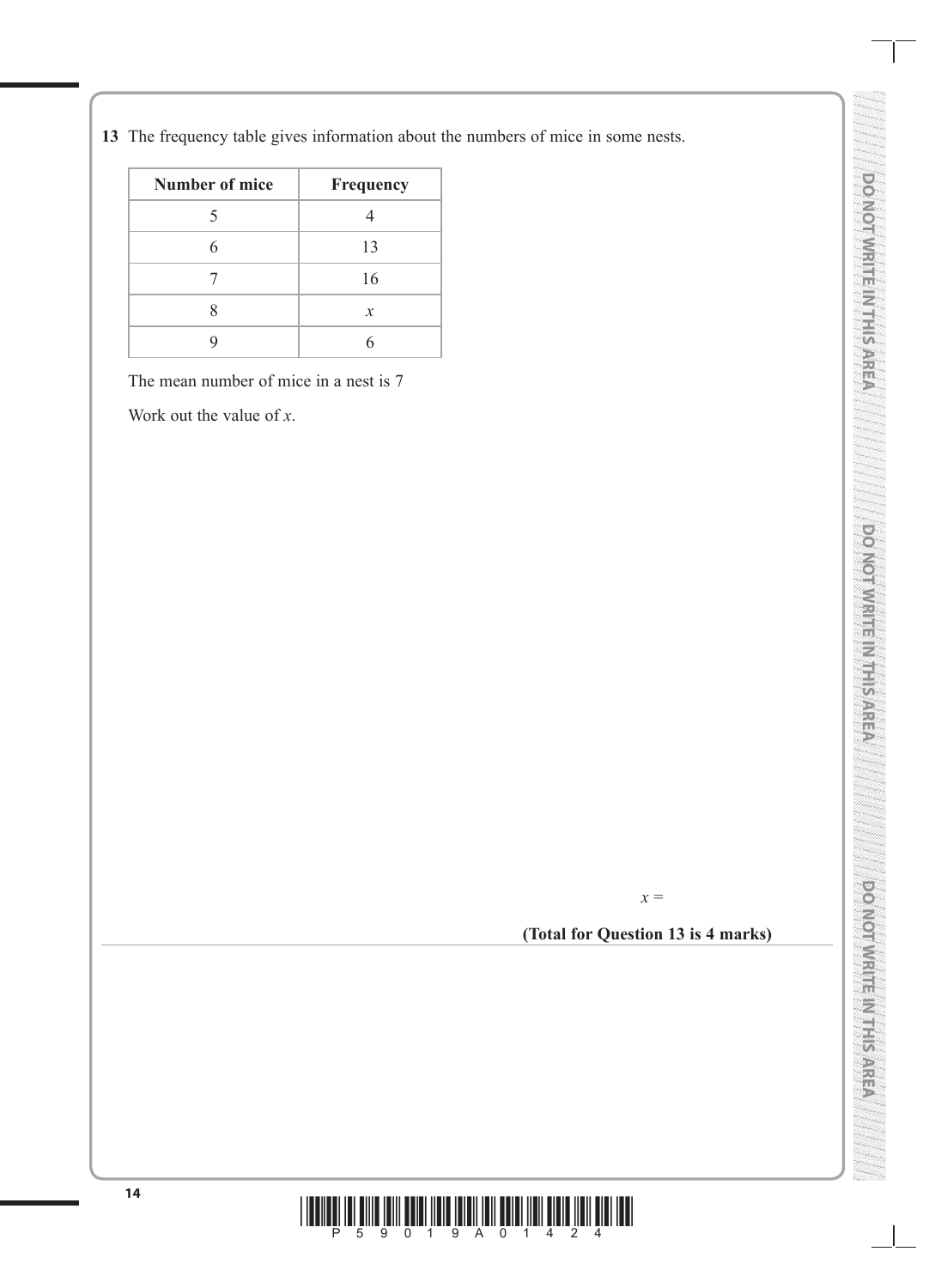**13** The frequency table gives information about the numbers of mice in some nests.

| Number of mice | Frequency |
|---|---|
| 5 | 4 |
| 6 | 13 |
| 7 | 16 |
| 8 | $x$ |
| 9 | 6 |

The mean number of mice in a nest is 7

Work out the value of $x$.

$x =$ ..............................

**(Total for Question 13 is 4 marks)**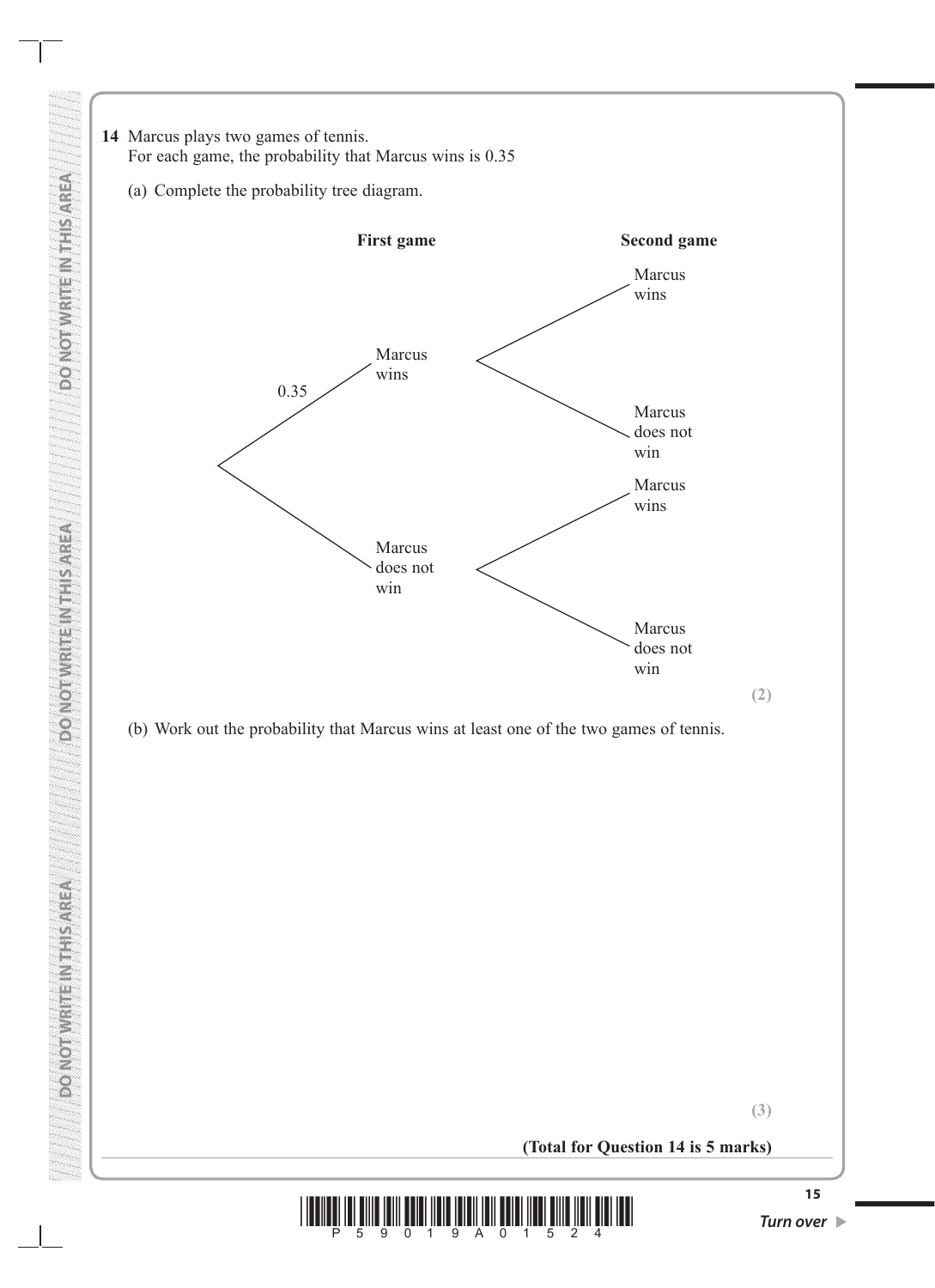**14** Marcus plays two games of tennis.
For each game, the probability that Marcus wins is 0.35

(a) Complete the probability tree diagram.

**First game** **Second game**

- 0.35 — Marcus wins
  - Marcus wins
  - Marcus does not win
- Marcus does not win
  - Marcus wins
  - Marcus does not win

**(2)**

(b) Work out the probability that Marcus wins at least one of the two games of tennis.

**(3)**

**(Total for Question 14 is 5 marks)**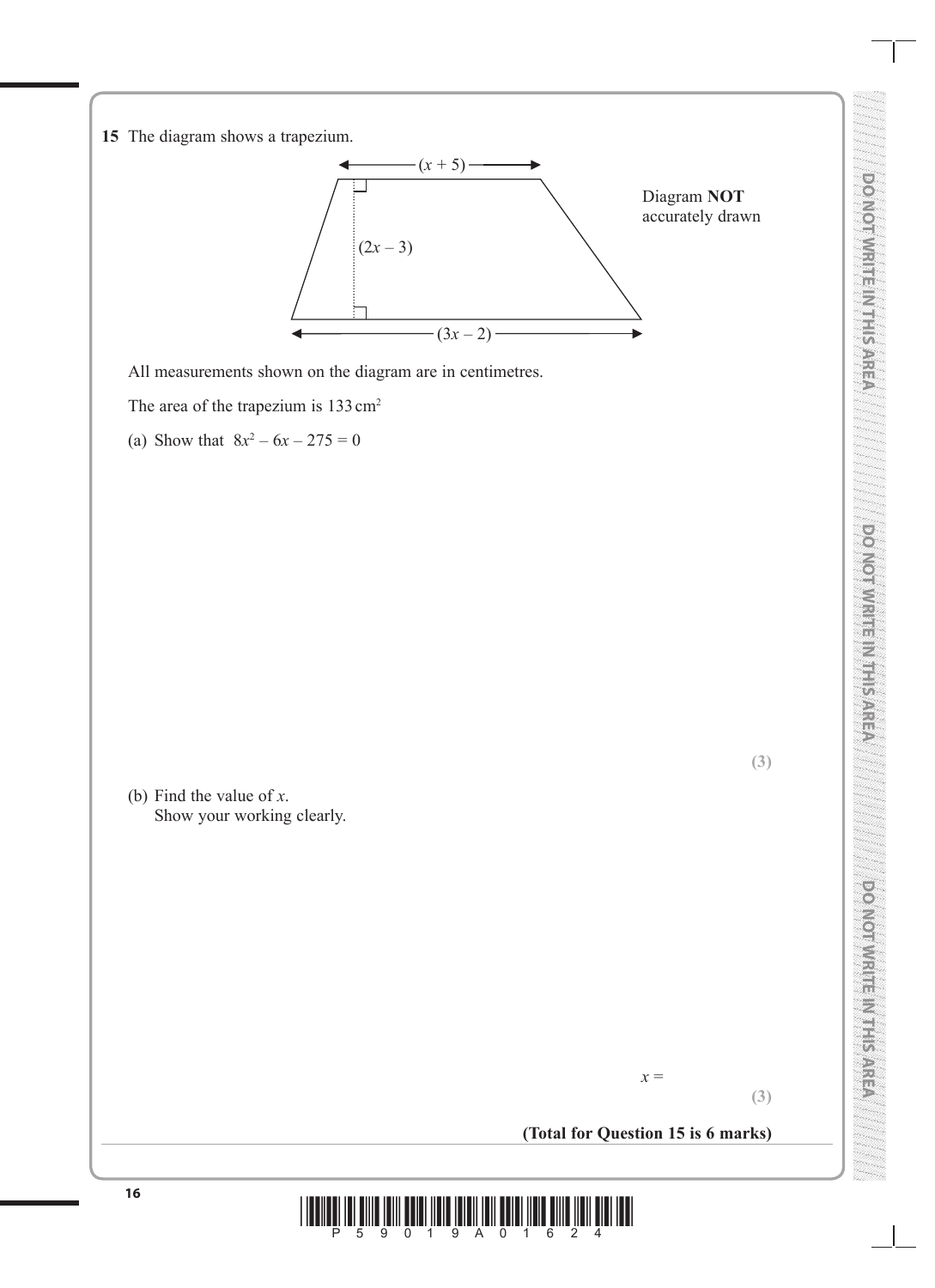**15** The diagram shows a trapezium.

$(x + 5)$

$(2x - 3)$

$(3x - 2)$

Diagram **NOT** accurately drawn

All measurements shown on the diagram are in centimetres.

The area of the trapezium is $133\,\text{cm}^2$

(a) Show that $8x^2 - 6x - 275 = 0$

**(3)**

(b) Find the value of $x$.
Show your working clearly.

$x =$ ..............................

**(3)**

**(Total for Question 15 is 6 marks)**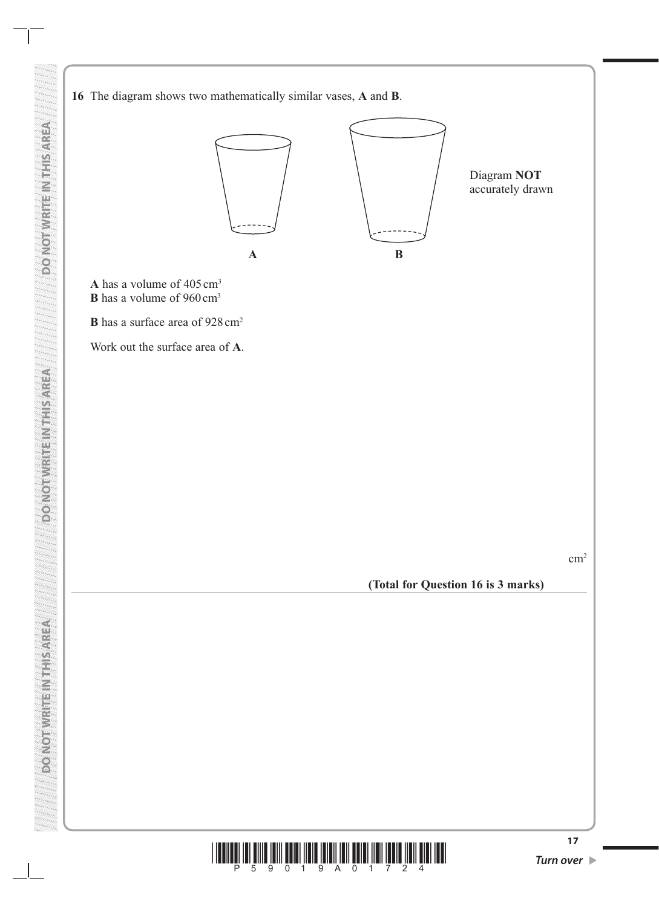**16** The diagram shows two mathematically similar vases, **A** and **B**.

Diagram **NOT** accurately drawn

**A** has a volume of 405 $cm^3$
**B** has a volume of 960 $cm^3$

**B** has a surface area of 928 $cm^2$

Work out the surface area of **A**.

$cm^2$

**(Total for Question 16 is 3 marks)**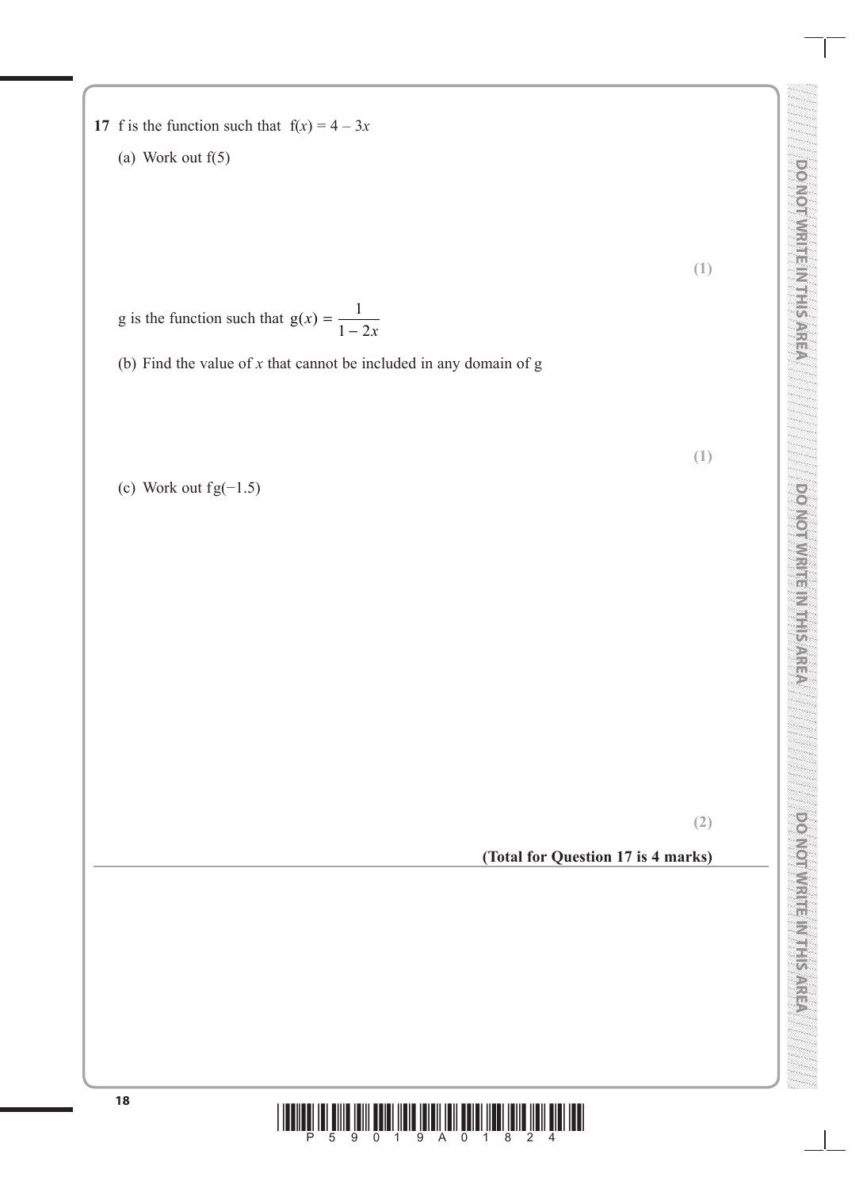**17** f is the function such that $f(x) = 4 - 3x$

(a) Work out f(5)

**(1)**

g is the function such that $g(x) = \dfrac{1}{1 - 2x}$

(b) Find the value of $x$ that cannot be included in any domain of g

**(1)**

(c) Work out fg(−1.5)

**(2)**

**(Total for Question 17 is 4 marks)**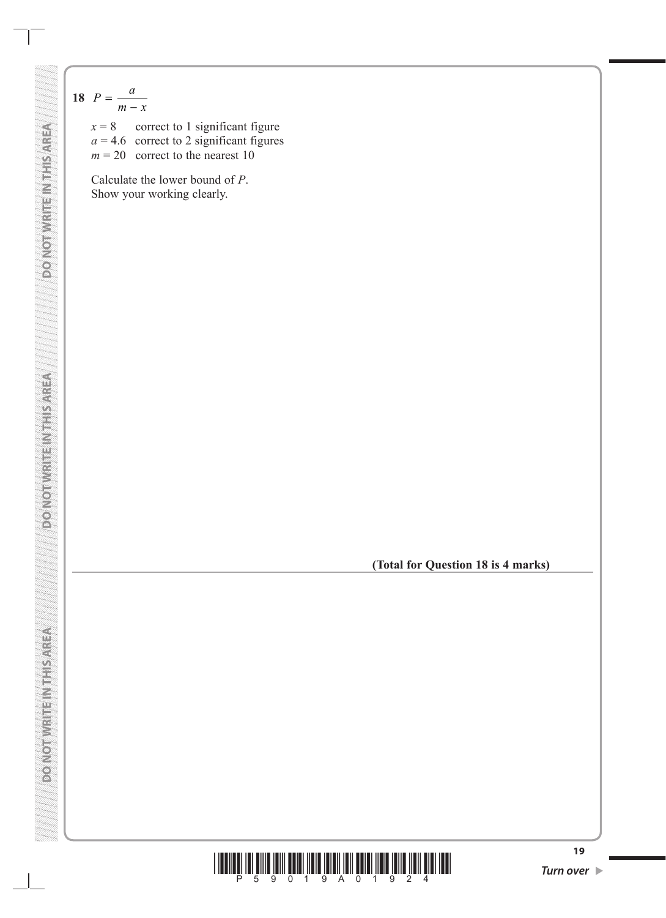**18** $P = \dfrac{a}{m - x}$

$x = 8$ correct to 1 significant figure
$a = 4.6$ correct to 2 significant figures
$m = 20$ correct to the nearest 10

Calculate the lower bound of $P$.
Show your working clearly.

**(Total for Question 18 is 4 marks)**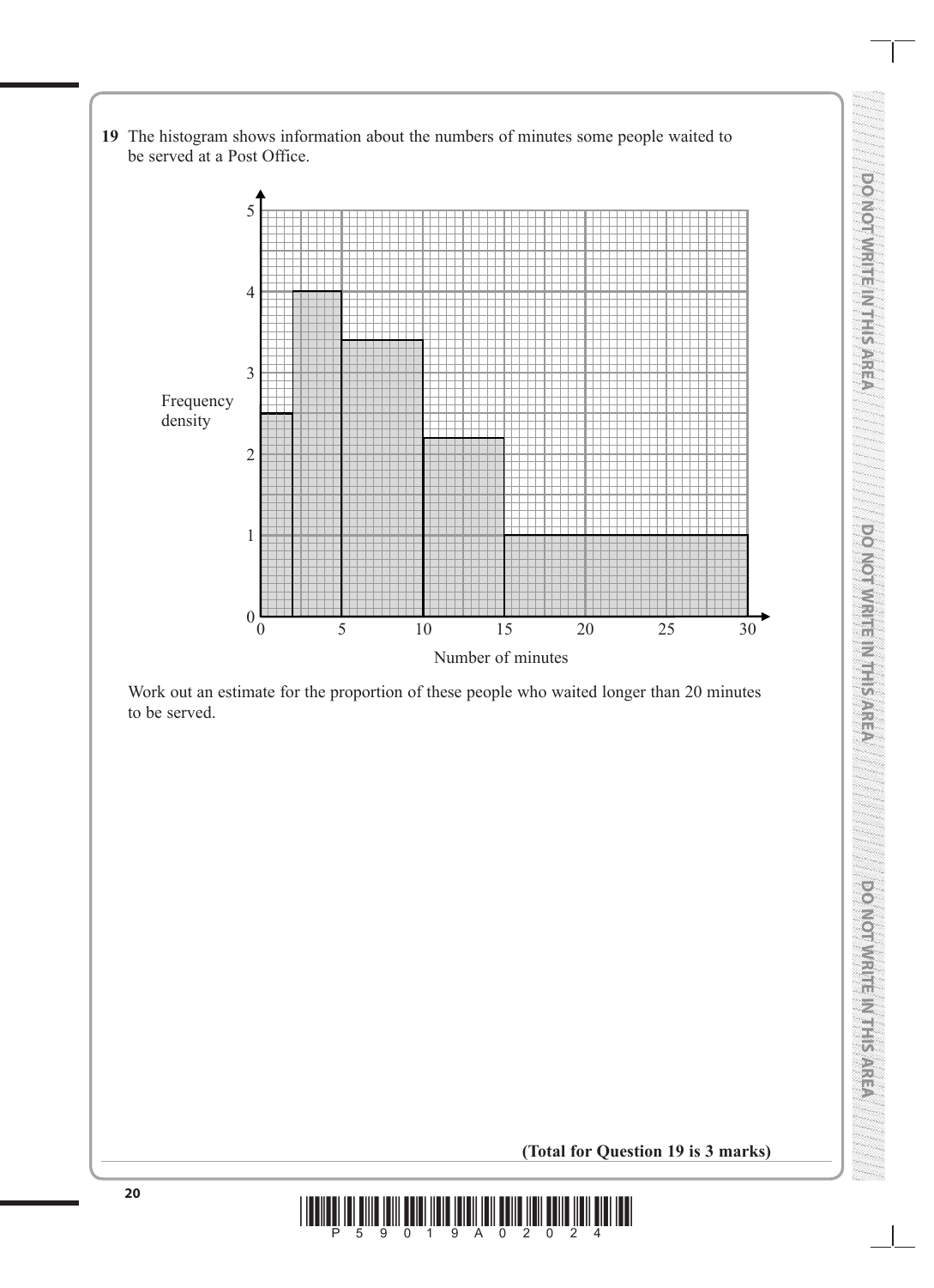**19** The histogram shows information about the numbers of minutes some people waited to be served at a Post Office.

Work out an estimate for the proportion of these people who waited longer than 20 minutes to be served.

**(Total for Question 19 is 3 marks)**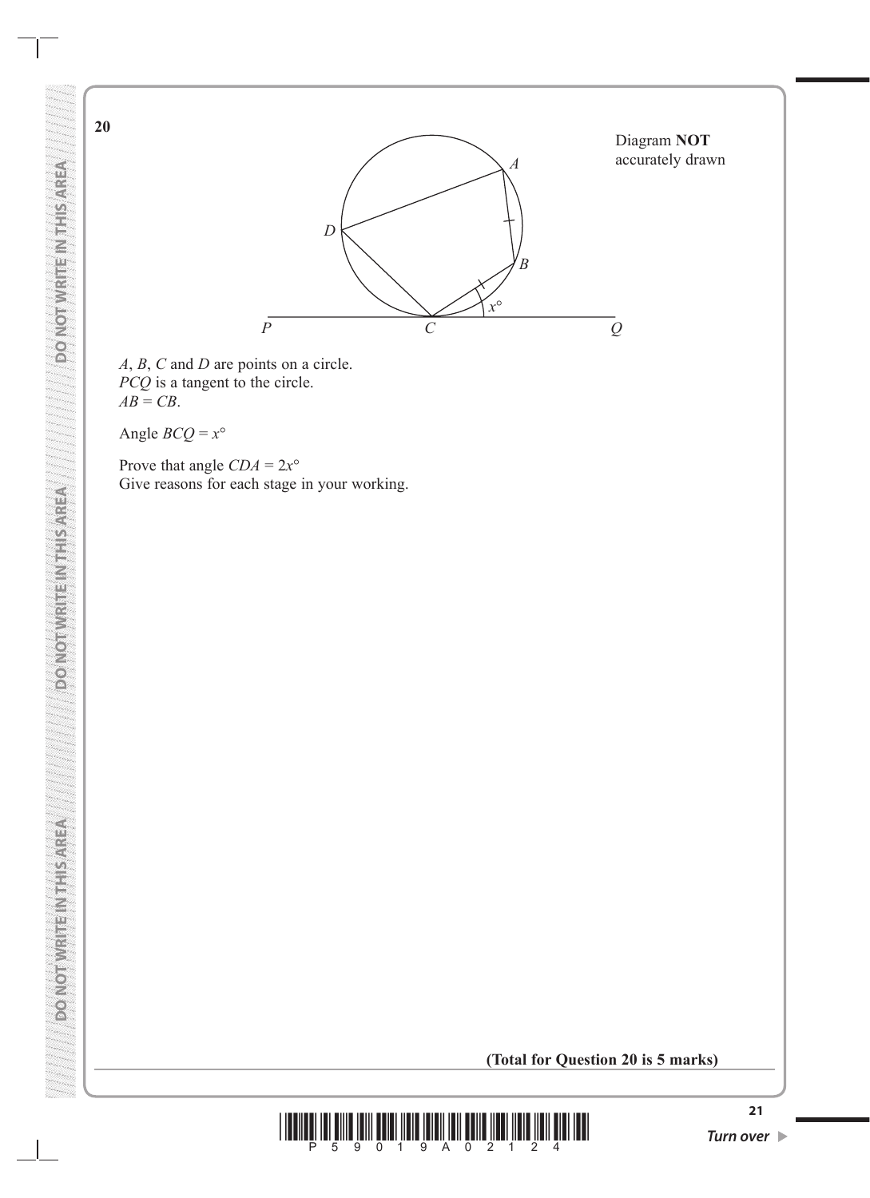**20**

Diagram **NOT** accurately drawn

$A$, $B$, $C$ and $D$ are points on a circle.
$PCQ$ is a tangent to the circle.
$AB = CB$.

Angle $BCQ = x°$

Prove that angle $CDA = 2x°$
Give reasons for each stage in your working.

**(Total for Question 20 is 5 marks)**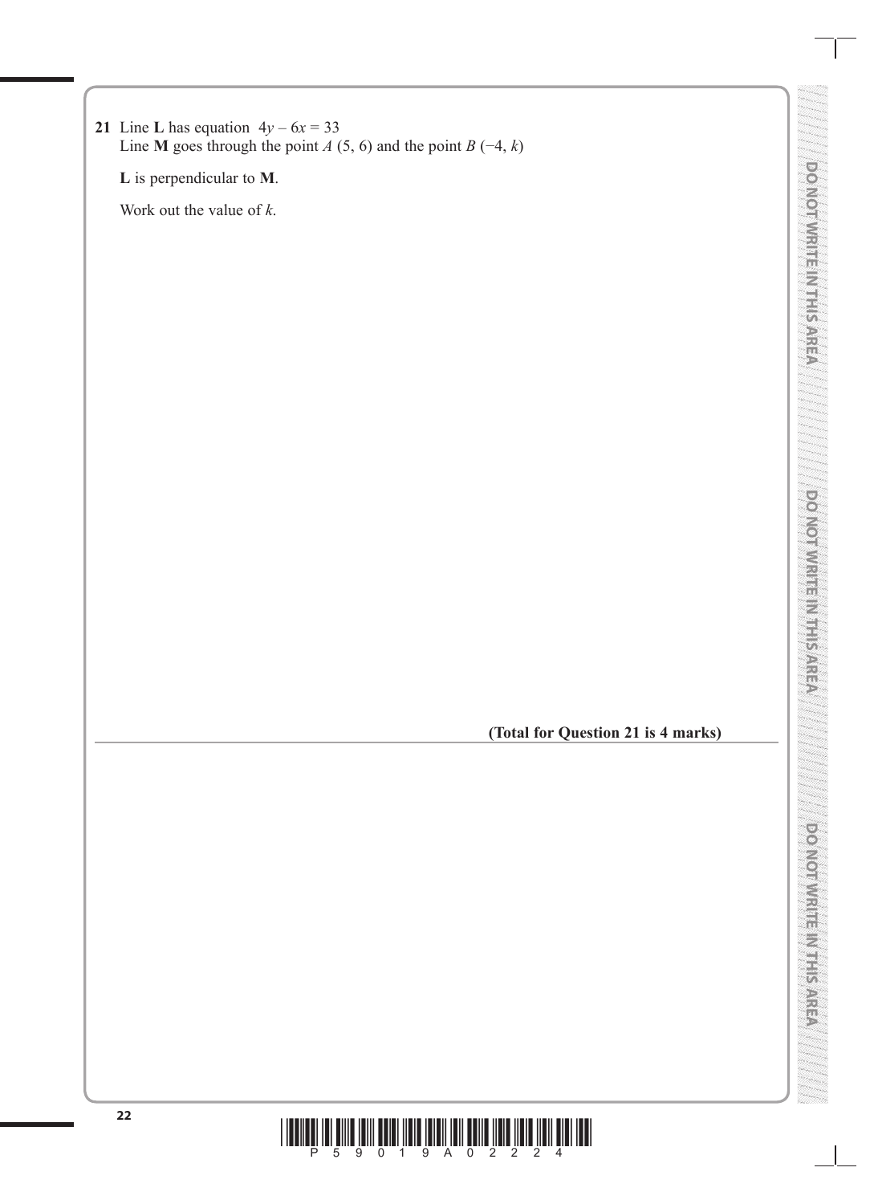**21** Line **L** has equation $4y - 6x = 33$
Line **M** goes through the point $A$ (5, 6) and the point $B$ (−4, $k$)

**L** is perpendicular to **M**.

Work out the value of $k$.

**(Total for Question 21 is 4 marks)**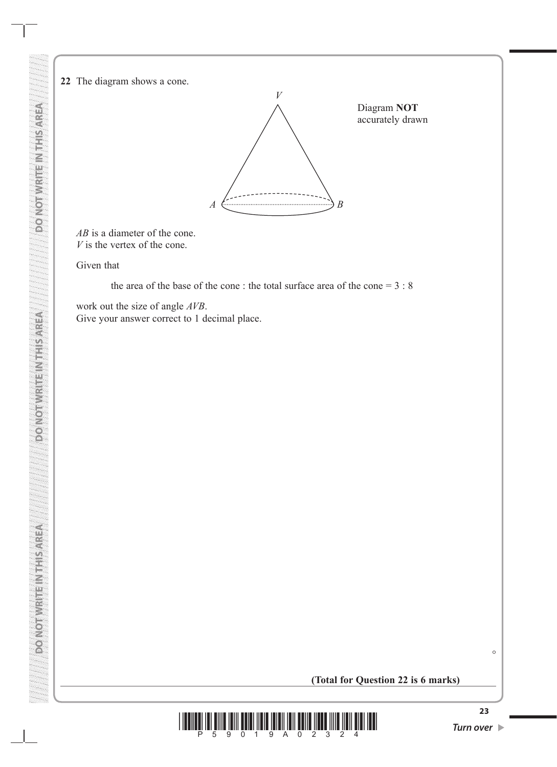**22** The diagram shows a cone.

Diagram **NOT** accurately drawn

$AB$ is a diameter of the cone.
$V$ is the vertex of the cone.

Given that

the area of the base of the cone : the total surface area of the cone = 3 : 8

work out the size of angle $AVB$.
Give your answer correct to 1 decimal place.

°

**(Total for Question 22 is 6 marks)**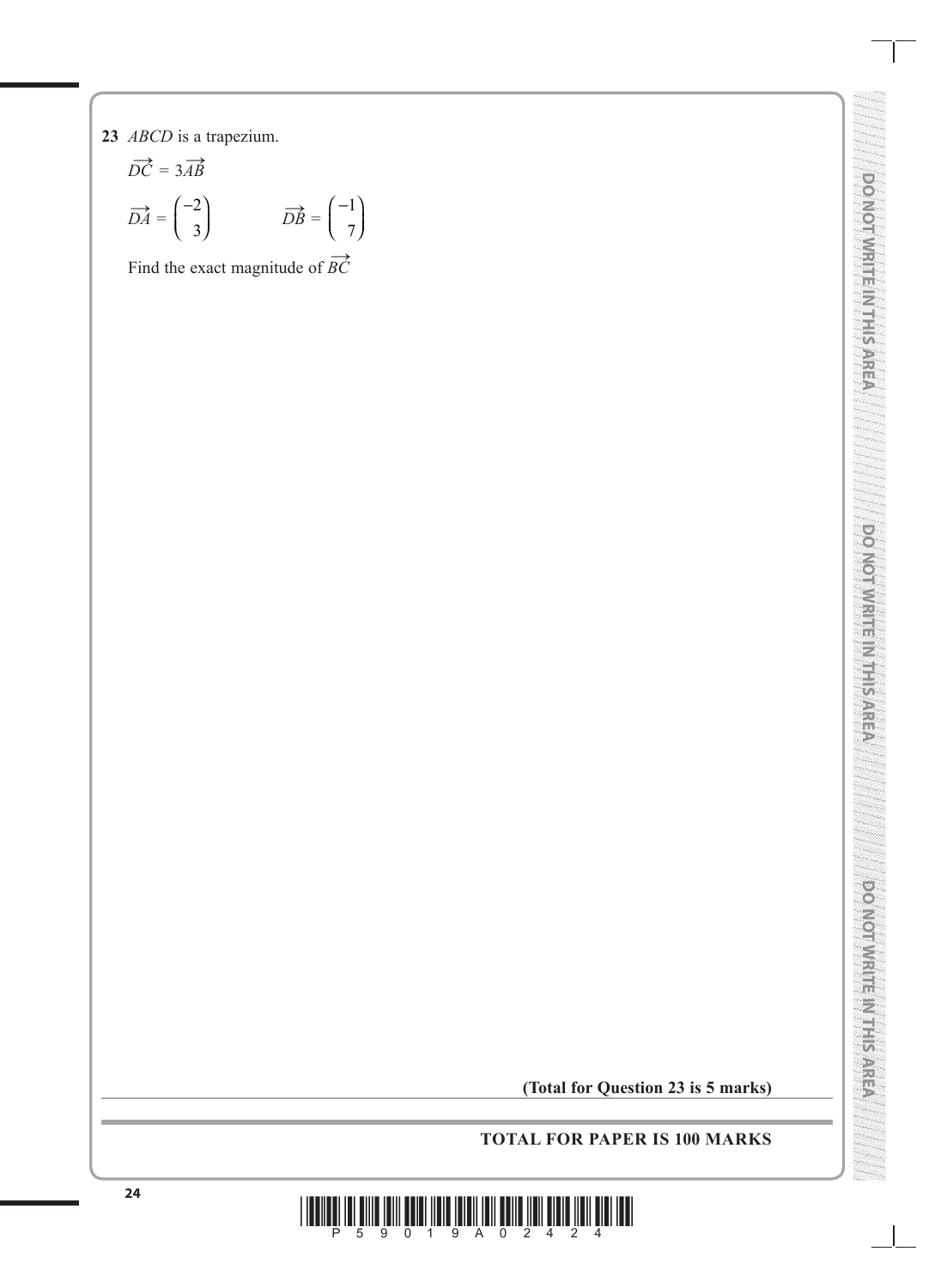**23** *ABCD* is a trapezium.

$\overrightarrow{DC} = 3\overrightarrow{AB}$

$\overrightarrow{DA} = \begin{pmatrix} -2 \\ 3 \end{pmatrix}$ $\qquad \overrightarrow{DB} = \begin{pmatrix} -1 \\ 7 \end{pmatrix}$

Find the exact magnitude of $\overrightarrow{BC}$

**(Total for Question 23 is 5 marks)**

**TOTAL FOR PAPER IS 100 MARKS**